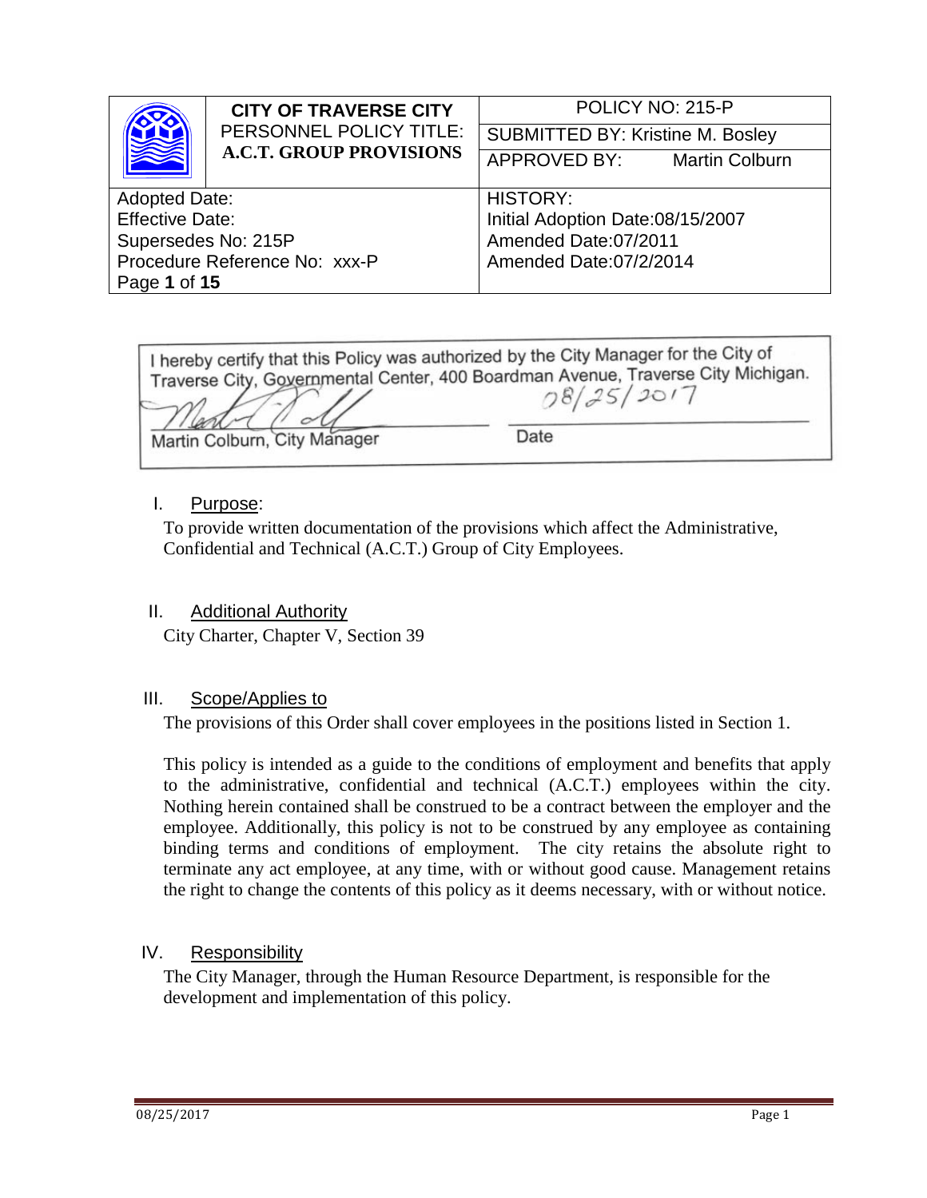| | CITY OF TRAVERSE CITY PERSONNEL POLICY TITLE: **A.C.T. GROUP PROVISIONS** | POLICY NO: 215-P |
|---|---|---|
| | | SUBMITTED BY: Kristine M. Bosley |
| | | APPROVED BY: Martin Colburn |
| Adopted Date:<br>Effective Date:<br>Supersedes No: 215P<br>Procedure Reference No: xxx-P<br>Page **1** of **15** | | HISTORY:<br>Initial Adoption Date:08/15/2007<br>Amended Date:07/2011<br>Amended Date:07/2/2014 |

I hereby certify that this Policy was authorized by the City Manager for the City of Traverse City, Governmental Center, 400 Boardman Avenue, Traverse City Michigan.

Martin Colburn, City Manager — Date: 08/25/2017

## I. Purpose:

To provide written documentation of the provisions which affect the Administrative, Confidential and Technical (A.C.T.) Group of City Employees.

## II. Additional Authority

City Charter, Chapter V, Section 39

## III. Scope/Applies to

The provisions of this Order shall cover employees in the positions listed in Section 1.

This policy is intended as a guide to the conditions of employment and benefits that apply to the administrative, confidential and technical (A.C.T.) employees within the city. Nothing herein contained shall be construed to be a contract between the employer and the employee. Additionally, this policy is not to be construed by any employee as containing binding terms and conditions of employment. The city retains the absolute right to terminate any act employee, at any time, with or without good cause. Management retains the right to change the contents of this policy as it deems necessary, with or without notice.

## IV. Responsibility

The City Manager, through the Human Resource Department, is responsible for the development and implementation of this policy.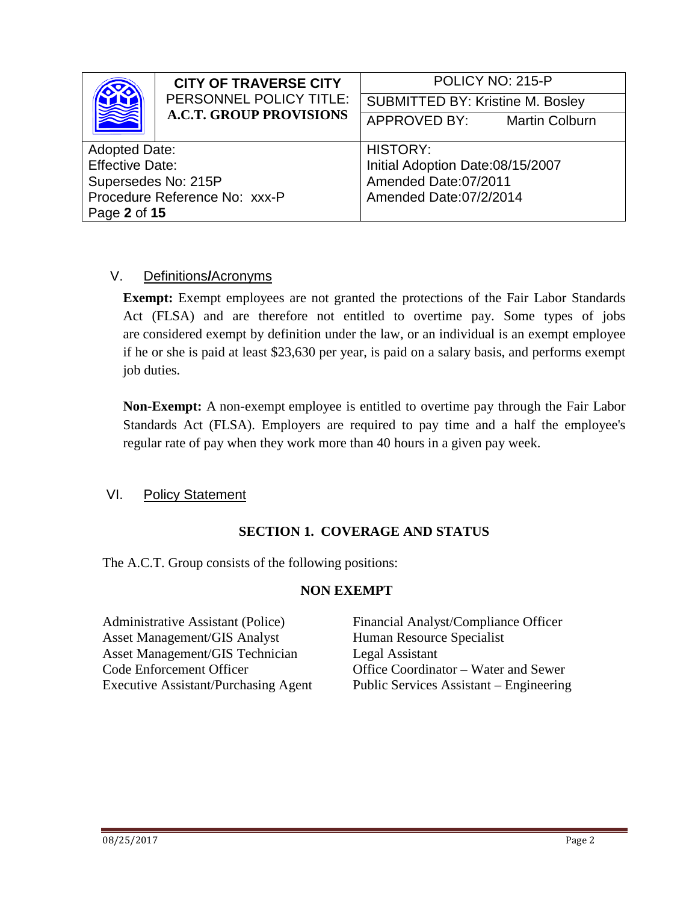## V. Definitions/Acronyms

**Exempt:** Exempt employees are not granted the protections of the Fair Labor Standards Act (FLSA) and are therefore not entitled to overtime pay. Some types of jobs are considered exempt by definition under the law, or an individual is an exempt employee if he or she is paid at least $23,630 per year, is paid on a salary basis, and performs exempt job duties.

**Non-Exempt:** A non-exempt employee is entitled to overtime pay through the Fair Labor Standards Act (FLSA). Employers are required to pay time and a half the employee's regular rate of pay when they work more than 40 hours in a given pay week.

## VI. Policy Statement

### SECTION 1. COVERAGE AND STATUS

The A.C.T. Group consists of the following positions:

**NON EXEMPT**

- Administrative Assistant (Police)
- Asset Management/GIS Analyst
- Asset Management/GIS Technician
- Code Enforcement Officer
- Executive Assistant/Purchasing Agent
- Financial Analyst/Compliance Officer
- Human Resource Specialist
- Legal Assistant
- Office Coordinator – Water and Sewer
- Public Services Assistant – Engineering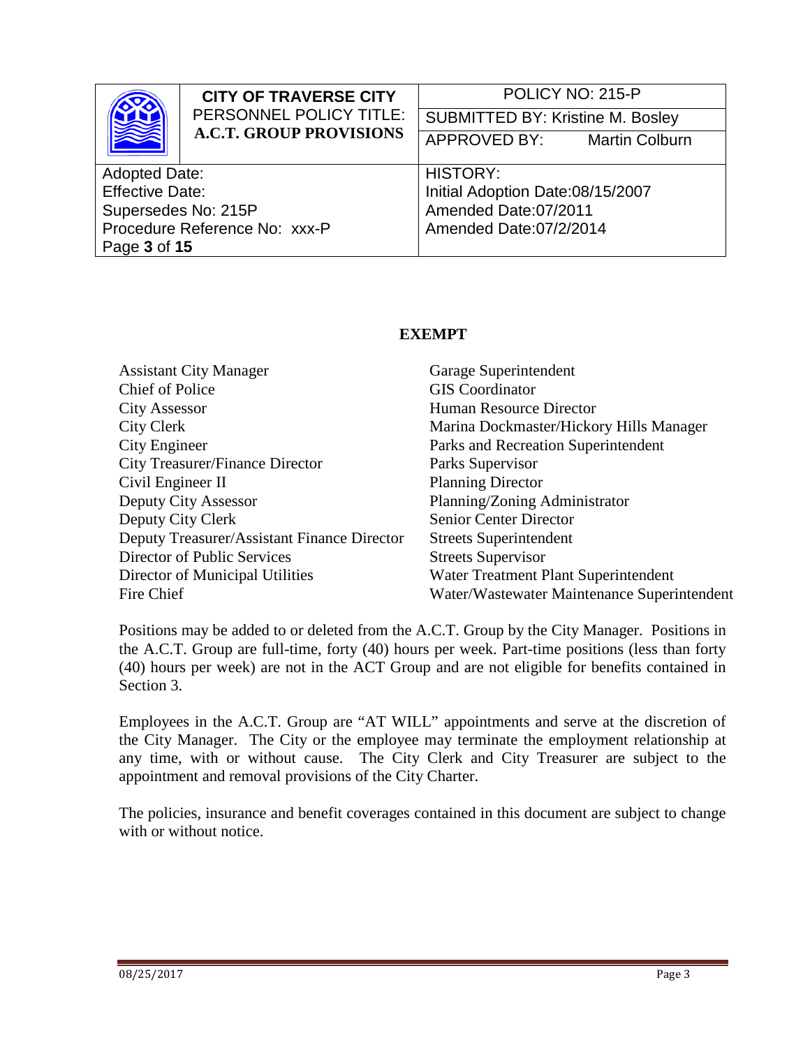| CITY OF TRAVERSE CITY PERSONNEL POLICY TITLE: **A.C.T. GROUP PROVISIONS** | POLICY NO: 215-P |
|---|---|
| | SUBMITTED BY: Kristine M. Bosley |
| | APPROVED BY: Martin Colburn |
| Adopted Date:<br>Effective Date:<br>Supersedes No: 215P<br>Procedure Reference No: xxx-P<br>Page **3** of **15** | HISTORY:<br>Initial Adoption Date:08/15/2007<br>Amended Date:07/2011<br>Amended Date:07/2/2014 |

## EXEMPT

- Assistant City Manager
- Chief of Police
- City Assessor
- City Clerk
- City Engineer
- City Treasurer/Finance Director
- Civil Engineer II
- Deputy City Assessor
- Deputy City Clerk
- Deputy Treasurer/Assistant Finance Director
- Director of Public Services
- Director of Municipal Utilities
- Fire Chief
- Garage Superintendent
- GIS Coordinator
- Human Resource Director
- Marina Dockmaster/Hickory Hills Manager
- Parks and Recreation Superintendent
- Parks Supervisor
- Planning Director
- Planning/Zoning Administrator
- Senior Center Director
- Streets Superintendent
- Streets Supervisor
- Water Treatment Plant Superintendent
- Water/Wastewater Maintenance Superintendent

Positions may be added to or deleted from the A.C.T. Group by the City Manager. Positions in the A.C.T. Group are full-time, forty (40) hours per week. Part-time positions (less than forty (40) hours per week) are not in the ACT Group and are not eligible for benefits contained in Section 3.

Employees in the A.C.T. Group are "AT WILL" appointments and serve at the discretion of the City Manager. The City or the employee may terminate the employment relationship at any time, with or without cause. The City Clerk and City Treasurer are subject to the appointment and removal provisions of the City Charter.

The policies, insurance and benefit coverages contained in this document are subject to change with or without notice.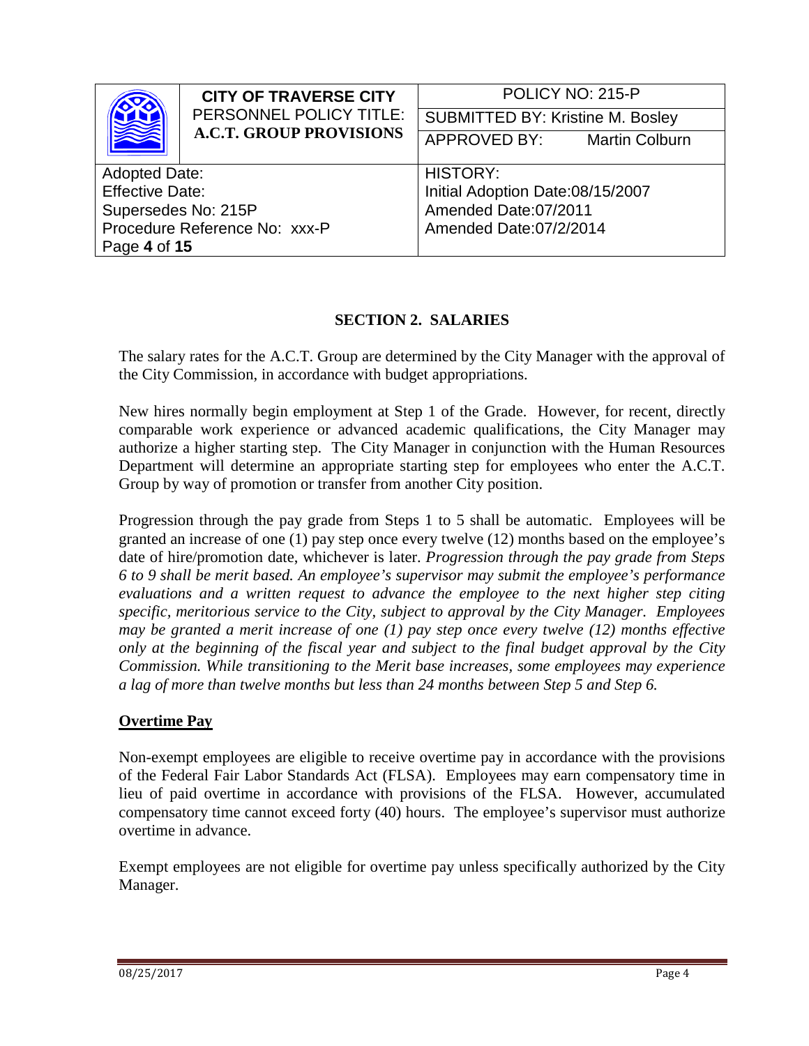## SECTION 2. SALARIES

The salary rates for the A.C.T. Group are determined by the City Manager with the approval of the City Commission, in accordance with budget appropriations.

New hires normally begin employment at Step 1 of the Grade. However, for recent, directly comparable work experience or advanced academic qualifications, the City Manager may authorize a higher starting step. The City Manager in conjunction with the Human Resources Department will determine an appropriate starting step for employees who enter the A.C.T. Group by way of promotion or transfer from another City position.

Progression through the pay grade from Steps 1 to 5 shall be automatic. Employees will be granted an increase of one (1) pay step once every twelve (12) months based on the employee's date of hire/promotion date, whichever is later. *Progression through the pay grade from Steps 6 to 9 shall be merit based. An employee's supervisor may submit the employee's performance evaluations and a written request to advance the employee to the next higher step citing specific, meritorious service to the City, subject to approval by the City Manager. Employees may be granted a merit increase of one (1) pay step once every twelve (12) months effective only at the beginning of the fiscal year and subject to the final budget approval by the City Commission. While transitioning to the Merit base increases, some employees may experience a lag of more than twelve months but less than 24 months between Step 5 and Step 6.*

### Overtime Pay

Non-exempt employees are eligible to receive overtime pay in accordance with the provisions of the Federal Fair Labor Standards Act (FLSA). Employees may earn compensatory time in lieu of paid overtime in accordance with provisions of the FLSA. However, accumulated compensatory time cannot exceed forty (40) hours. The employee's supervisor must authorize overtime in advance.

Exempt employees are not eligible for overtime pay unless specifically authorized by the City Manager.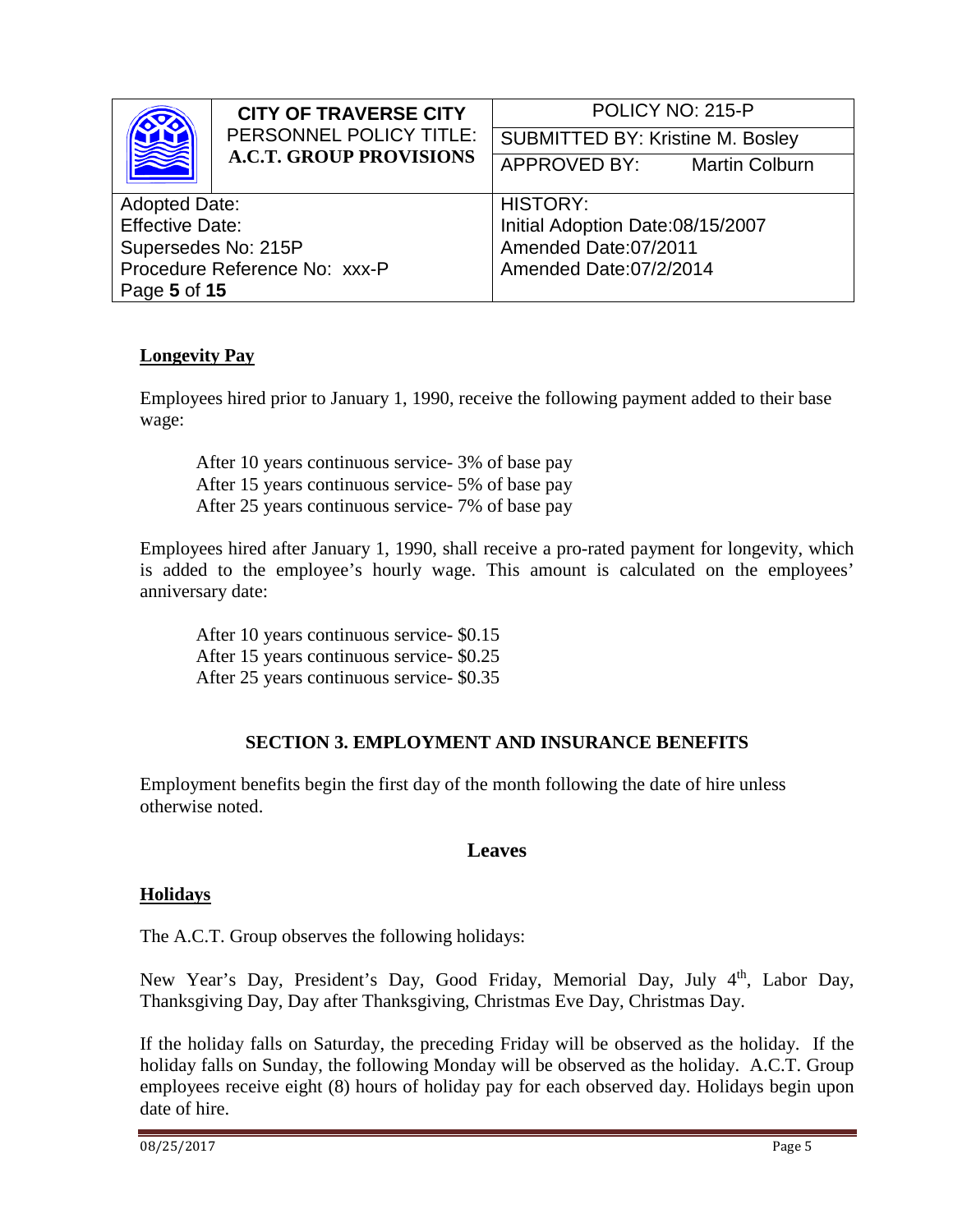## Longevity Pay

Employees hired prior to January 1, 1990, receive the following payment added to their base wage:

After 10 years continuous service- 3% of base pay
After 15 years continuous service- 5% of base pay
After 25 years continuous service- 7% of base pay

Employees hired after January 1, 1990, shall receive a pro-rated payment for longevity, which is added to the employee's hourly wage. This amount is calculated on the employees' anniversary date:

After 10 years continuous service- $0.15
After 15 years continuous service- $0.25
After 25 years continuous service- $0.35

## SECTION 3. EMPLOYMENT AND INSURANCE BENEFITS

Employment benefits begin the first day of the month following the date of hire unless otherwise noted.

### Leaves

#### Holidays

The A.C.T. Group observes the following holidays:

New Year's Day, President's Day, Good Friday, Memorial Day, July 4th, Labor Day, Thanksgiving Day, Day after Thanksgiving, Christmas Eve Day, Christmas Day.

If the holiday falls on Saturday, the preceding Friday will be observed as the holiday. If the holiday falls on Sunday, the following Monday will be observed as the holiday. A.C.T. Group employees receive eight (8) hours of holiday pay for each observed day. Holidays begin upon date of hire.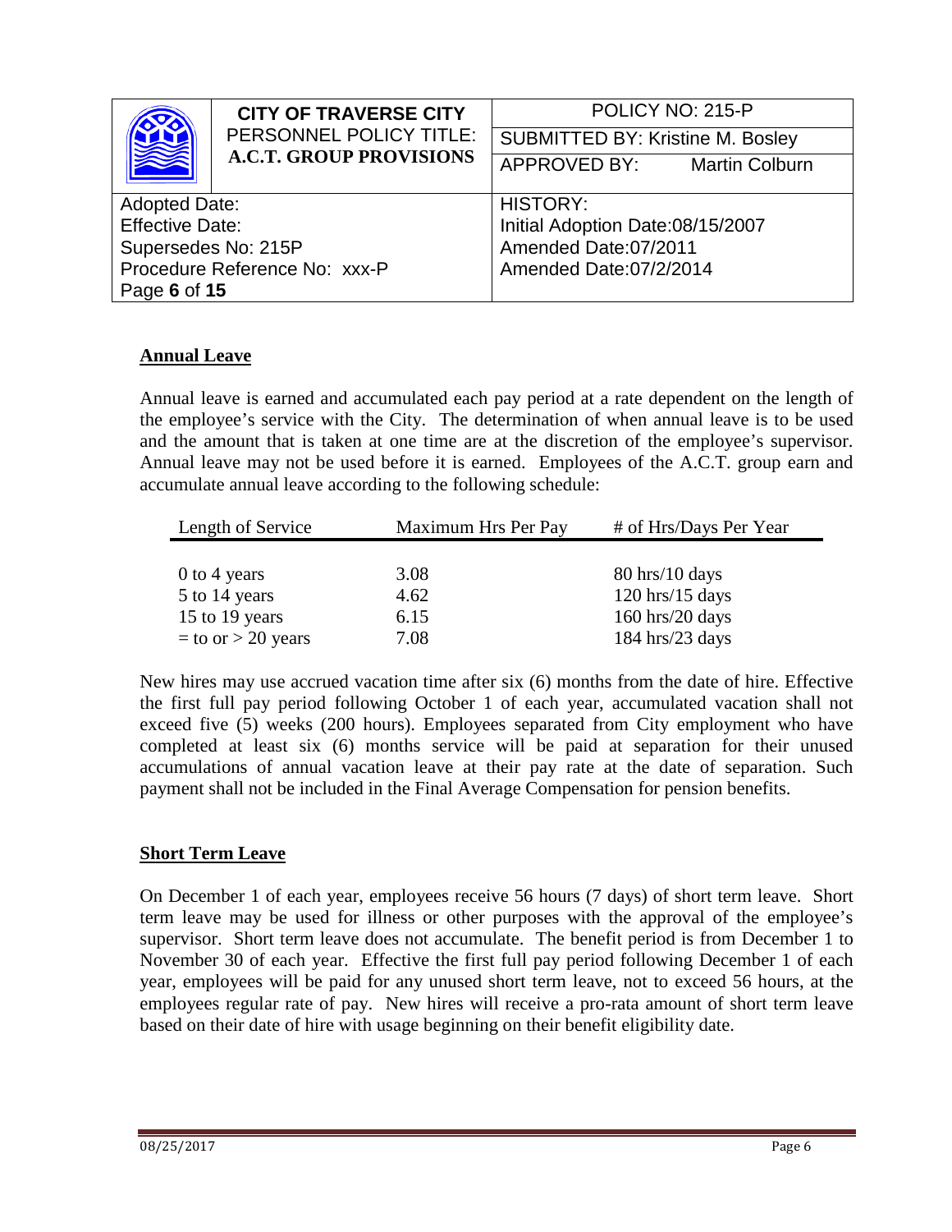| | CITY OF TRAVERSE CITY PERSONNEL POLICY TITLE: **A.C.T. GROUP PROVISIONS** | POLICY NO: 215-P |
|---|---|---|
| | | SUBMITTED BY: Kristine M. Bosley |
| | | APPROVED BY: Martin Colburn |

| | |
|---|---|
| Adopted Date: | HISTORY: |
| Effective Date: | Initial Adoption Date:08/15/2007 |
| Supersedes No: 215P | Amended Date:07/2011 |
| Procedure Reference No: xxx-P | Amended Date:07/2/2014 |

## Annual Leave

Annual leave is earned and accumulated each pay period at a rate dependent on the length of the employee's service with the City. The determination of when annual leave is to be used and the amount that is taken at one time are at the discretion of the employee's supervisor. Annual leave may not be used before it is earned. Employees of the A.C.T. group earn and accumulate annual leave according to the following schedule:

| Length of Service | Maximum Hrs Per Pay | # of Hrs/Days Per Year |
|---|---|---|
| 0 to 4 years | 3.08 | 80 hrs/10 days |
| 5 to 14 years | 4.62 | 120 hrs/15 days |
| 15 to 19 years | 6.15 | 160 hrs/20 days |
| = to or > 20 years | 7.08 | 184 hrs/23 days |

New hires may use accrued vacation time after six (6) months from the date of hire. Effective the first full pay period following October 1 of each year, accumulated vacation shall not exceed five (5) weeks (200 hours). Employees separated from City employment who have completed at least six (6) months service will be paid at separation for their unused accumulations of annual vacation leave at their pay rate at the date of separation. Such payment shall not be included in the Final Average Compensation for pension benefits.

## Short Term Leave

On December 1 of each year, employees receive 56 hours (7 days) of short term leave. Short term leave may be used for illness or other purposes with the approval of the employee's supervisor. Short term leave does not accumulate. The benefit period is from December 1 to November 30 of each year. Effective the first full pay period following December 1 of each year, employees will be paid for any unused short term leave, not to exceed 56 hours, at the employees regular rate of pay. New hires will receive a pro-rata amount of short term leave based on their date of hire with usage beginning on their benefit eligibility date.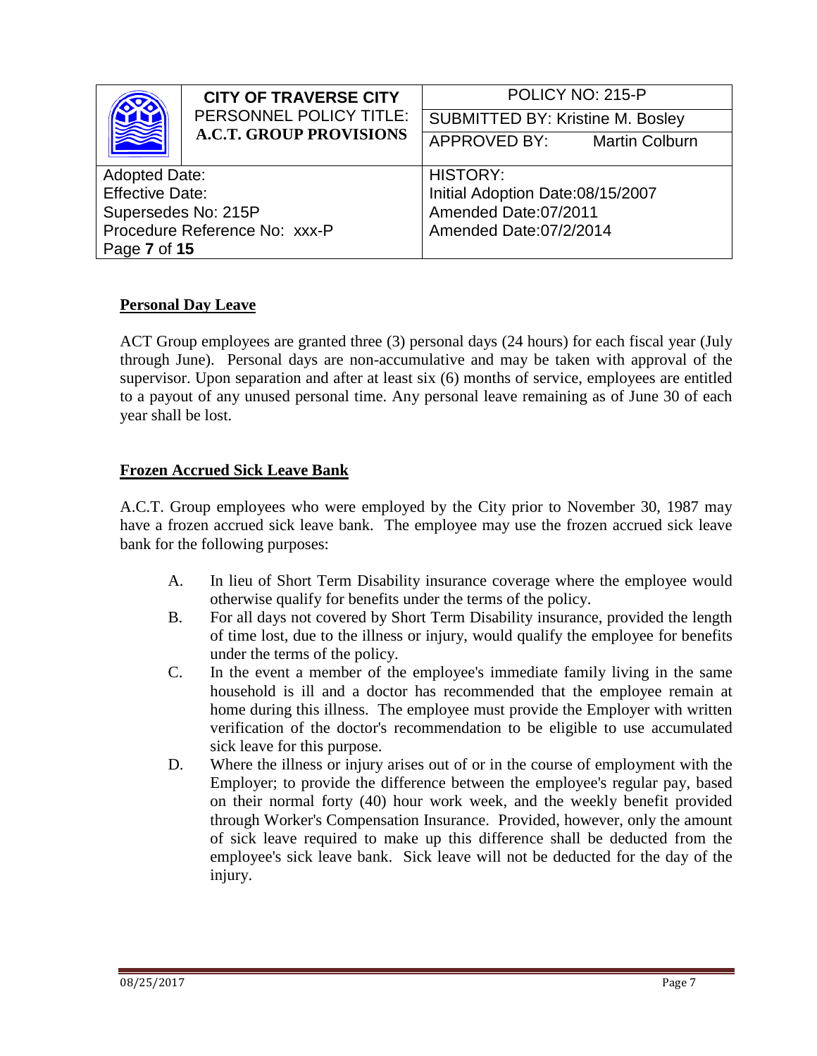| CITY OF TRAVERSE CITY PERSONNEL POLICY TITLE: **A.C.T. GROUP PROVISIONS** | POLICY NO: 215-P |
|---|---|
| | SUBMITTED BY: Kristine M. Bosley |
| | APPROVED BY: Martin Colburn |
| Adopted Date:<br>Effective Date:<br>Supersedes No: 215P<br>Procedure Reference No: xxx-P<br>Page **7** of **15** | HISTORY:<br>Initial Adoption Date:08/15/2007<br>Amended Date:07/2011<br>Amended Date:07/2/2014 |

## **Personal Day Leave**

ACT Group employees are granted three (3) personal days (24 hours) for each fiscal year (July through June). Personal days are non-accumulative and may be taken with approval of the supervisor. Upon separation and after at least six (6) months of service, employees are entitled to a payout of any unused personal time. Any personal leave remaining as of June 30 of each year shall be lost.

## **Frozen Accrued Sick Leave Bank**

A.C.T. Group employees who were employed by the City prior to November 30, 1987 may have a frozen accrued sick leave bank. The employee may use the frozen accrued sick leave bank for the following purposes:

A. In lieu of Short Term Disability insurance coverage where the employee would otherwise qualify for benefits under the terms of the policy.

B. For all days not covered by Short Term Disability insurance, provided the length of time lost, due to the illness or injury, would qualify the employee for benefits under the terms of the policy.

C. In the event a member of the employee's immediate family living in the same household is ill and a doctor has recommended that the employee remain at home during this illness. The employee must provide the Employer with written verification of the doctor's recommendation to be eligible to use accumulated sick leave for this purpose.

D. Where the illness or injury arises out of or in the course of employment with the Employer; to provide the difference between the employee's regular pay, based on their normal forty (40) hour work week, and the weekly benefit provided through Worker's Compensation Insurance. Provided, however, only the amount of sick leave required to make up this difference shall be deducted from the employee's sick leave bank. Sick leave will not be deducted for the day of the injury.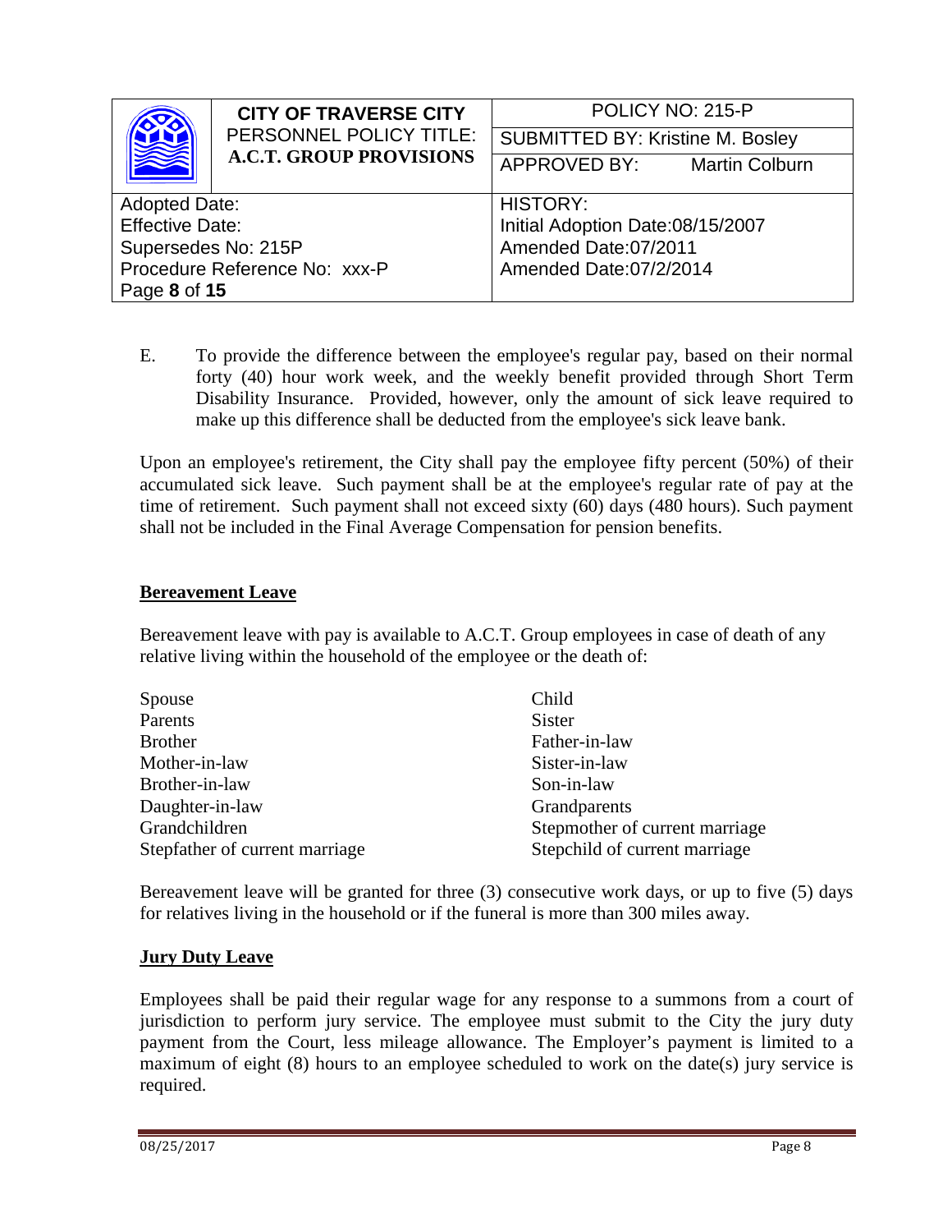E. To provide the difference between the employee's regular pay, based on their normal forty (40) hour work week, and the weekly benefit provided through Short Term Disability Insurance. Provided, however, only the amount of sick leave required to make up this difference shall be deducted from the employee's sick leave bank.

Upon an employee's retirement, the City shall pay the employee fifty percent (50%) of their accumulated sick leave. Such payment shall be at the employee's regular rate of pay at the time of retirement. Such payment shall not exceed sixty (60) days (480 hours). Such payment shall not be included in the Final Average Compensation for pension benefits.

## Bereavement Leave

Bereavement leave with pay is available to A.C.T. Group employees in case of death of any relative living within the household of the employee or the death of:

| | |
|---|---|
| Spouse | Child |
| Parents | Sister |
| Brother | Father-in-law |
| Mother-in-law | Sister-in-law |
| Brother-in-law | Son-in-law |
| Daughter-in-law | Grandparents |
| Grandchildren | Stepmother of current marriage |
| Stepfather of current marriage | Stepchild of current marriage |

Bereavement leave will be granted for three (3) consecutive work days, or up to five (5) days for relatives living in the household or if the funeral is more than 300 miles away.

## Jury Duty Leave

Employees shall be paid their regular wage for any response to a summons from a court of jurisdiction to perform jury service. The employee must submit to the City the jury duty payment from the Court, less mileage allowance. The Employer's payment is limited to a maximum of eight (8) hours to an employee scheduled to work on the date(s) jury service is required.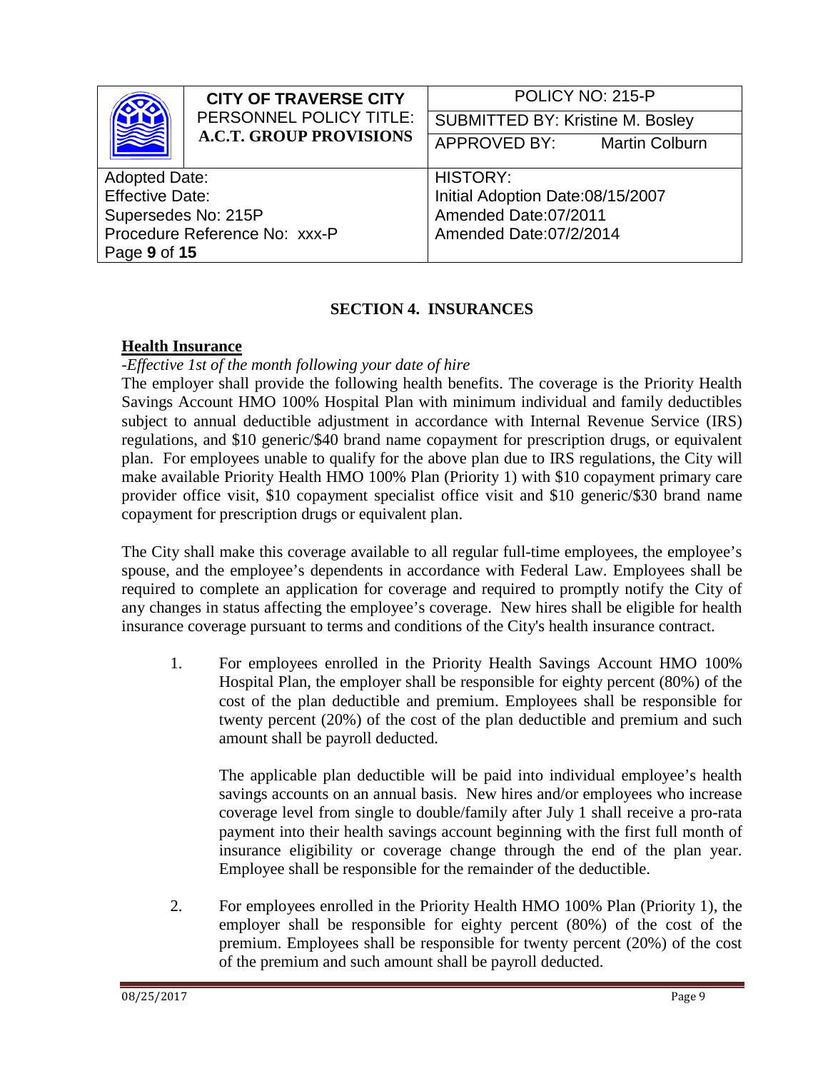## SECTION 4. INSURANCES

### Health Insurance

*-Effective 1st of the month following your date of hire*

The employer shall provide the following health benefits. The coverage is the Priority Health Savings Account HMO 100% Hospital Plan with minimum individual and family deductibles subject to annual deductible adjustment in accordance with Internal Revenue Service (IRS) regulations, and $10 generic/$40 brand name copayment for prescription drugs, or equivalent plan. For employees unable to qualify for the above plan due to IRS regulations, the City will make available Priority Health HMO 100% Plan (Priority 1) with $10 copayment primary care provider office visit, $10 copayment specialist office visit and $10 generic/$30 brand name copayment for prescription drugs or equivalent plan.

The City shall make this coverage available to all regular full-time employees, the employee's spouse, and the employee's dependents in accordance with Federal Law. Employees shall be required to complete an application for coverage and required to promptly notify the City of any changes in status affecting the employee's coverage. New hires shall be eligible for health insurance coverage pursuant to terms and conditions of the City's health insurance contract.

1. For employees enrolled in the Priority Health Savings Account HMO 100% Hospital Plan, the employer shall be responsible for eighty percent (80%) of the cost of the plan deductible and premium. Employees shall be responsible for twenty percent (20%) of the cost of the plan deductible and premium and such amount shall be payroll deducted.

   The applicable plan deductible will be paid into individual employee's health savings accounts on an annual basis. New hires and/or employees who increase coverage level from single to double/family after July 1 shall receive a pro-rata payment into their health savings account beginning with the first full month of insurance eligibility or coverage change through the end of the plan year. Employee shall be responsible for the remainder of the deductible.

2. For employees enrolled in the Priority Health HMO 100% Plan (Priority 1), the employer shall be responsible for eighty percent (80%) of the cost of the premium. Employees shall be responsible for twenty percent (20%) of the cost of the premium and such amount shall be payroll deducted.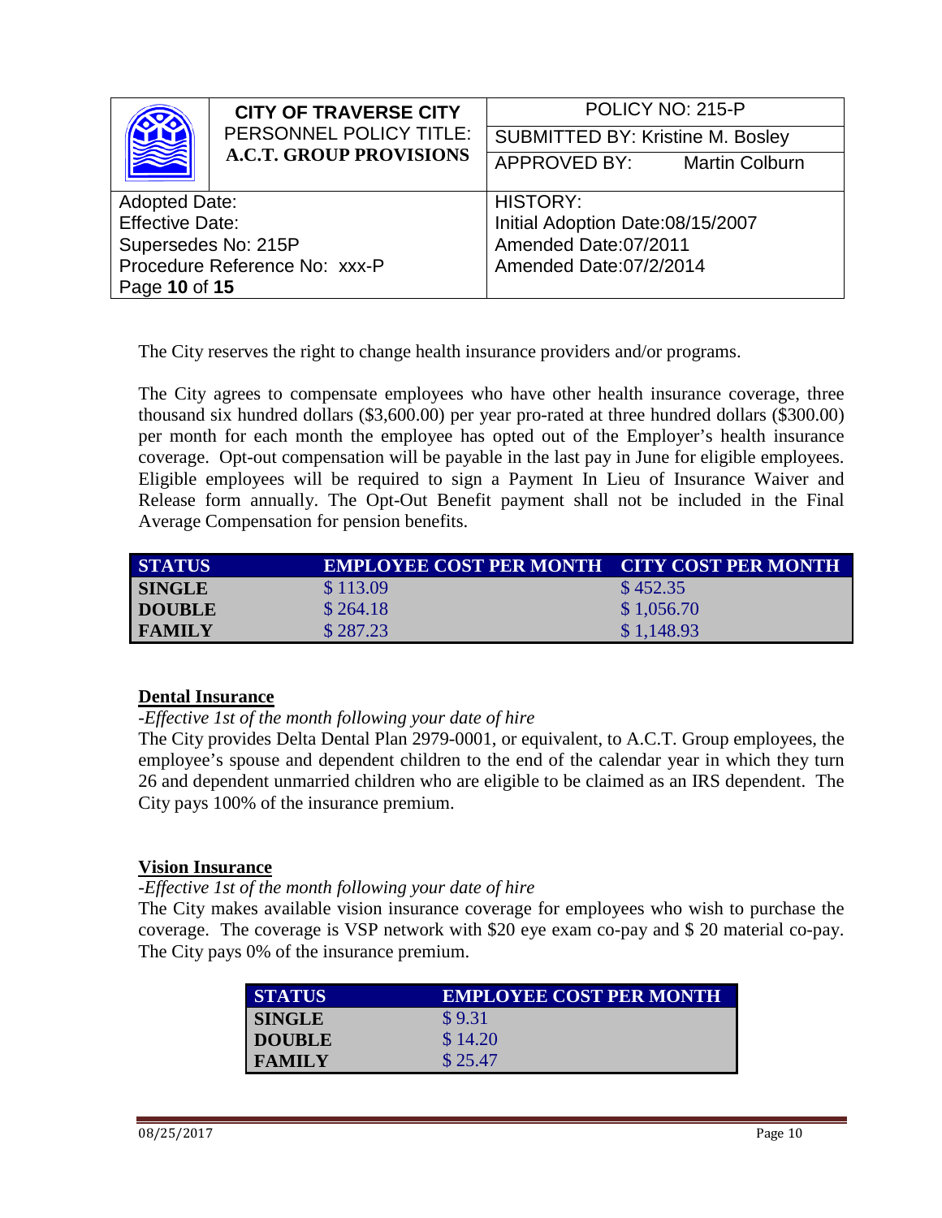The City reserves the right to change health insurance providers and/or programs.

The City agrees to compensate employees who have other health insurance coverage, three thousand six hundred dollars ($3,600.00) per year pro-rated at three hundred dollars ($300.00) per month for each month the employee has opted out of the Employer's health insurance coverage. Opt-out compensation will be payable in the last pay in June for eligible employees. Eligible employees will be required to sign a Payment In Lieu of Insurance Waiver and Release form annually. The Opt-Out Benefit payment shall not be included in the Final Average Compensation for pension benefits.

| STATUS | EMPLOYEE COST PER MONTH | CITY COST PER MONTH |
|---|---|---|
| SINGLE | $ 113.09 | $ 452.35 |
| DOUBLE | $ 264.18 | $ 1,056.70 |
| FAMILY | $ 287.23 | $ 1,148.93 |

**Dental Insurance**

*-Effective 1st of the month following your date of hire*

The City provides Delta Dental Plan 2979-0001, or equivalent, to A.C.T. Group employees, the employee's spouse and dependent children to the end of the calendar year in which they turn 26 and dependent unmarried children who are eligible to be claimed as an IRS dependent. The City pays 100% of the insurance premium.

**Vision Insurance**

*-Effective 1st of the month following your date of hire*

The City makes available vision insurance coverage for employees who wish to purchase the coverage. The coverage is VSP network with $20 eye exam co-pay and $ 20 material co-pay. The City pays 0% of the insurance premium.

| STATUS | EMPLOYEE COST PER MONTH |
|---|---|
| SINGLE | $ 9.31 |
| DOUBLE | $ 14.20 |
| FAMILY | $ 25.47 |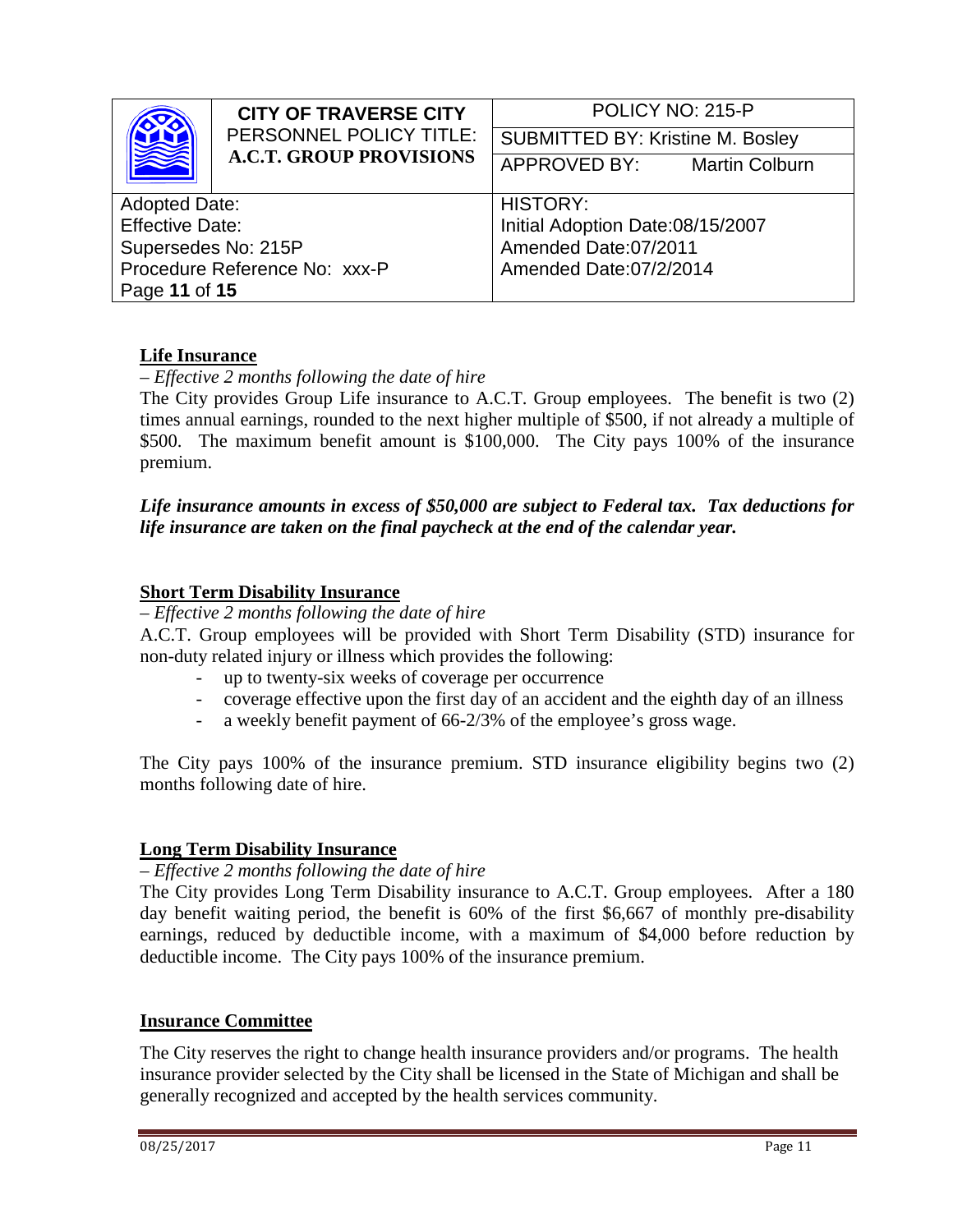## Life Insurance

*– Effective 2 months following the date of hire*

The City provides Group Life insurance to A.C.T. Group employees. The benefit is two (2) times annual earnings, rounded to the next higher multiple of $500, if not already a multiple of $500. The maximum benefit amount is $100,000. The City pays 100% of the insurance premium.

***Life insurance amounts in excess of $50,000 are subject to Federal tax. Tax deductions for life insurance are taken on the final paycheck at the end of the calendar year.***

## Short Term Disability Insurance

*– Effective 2 months following the date of hire*

A.C.T. Group employees will be provided with Short Term Disability (STD) insurance for non-duty related injury or illness which provides the following:

- up to twenty-six weeks of coverage per occurrence
- coverage effective upon the first day of an accident and the eighth day of an illness
- a weekly benefit payment of 66-2/3% of the employee's gross wage.

The City pays 100% of the insurance premium. STD insurance eligibility begins two (2) months following date of hire.

## Long Term Disability Insurance

*– Effective 2 months following the date of hire*

The City provides Long Term Disability insurance to A.C.T. Group employees. After a 180 day benefit waiting period, the benefit is 60% of the first $6,667 of monthly pre-disability earnings, reduced by deductible income, with a maximum of $4,000 before reduction by deductible income. The City pays 100% of the insurance premium.

## Insurance Committee

The City reserves the right to change health insurance providers and/or programs. The health insurance provider selected by the City shall be licensed in the State of Michigan and shall be generally recognized and accepted by the health services community.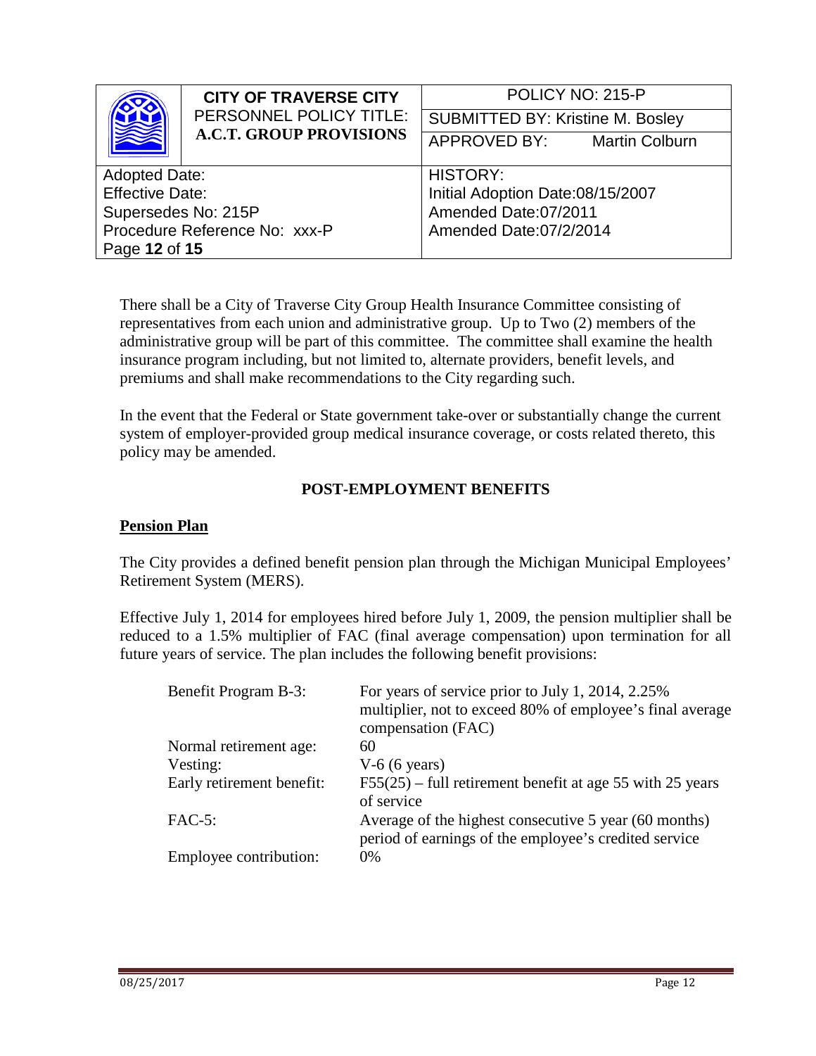There shall be a City of Traverse City Group Health Insurance Committee consisting of representatives from each union and administrative group. Up to Two (2) members of the administrative group will be part of this committee. The committee shall examine the health insurance program including, but not limited to, alternate providers, benefit levels, and premiums and shall make recommendations to the City regarding such.

In the event that the Federal or State government take-over or substantially change the current system of employer-provided group medical insurance coverage, or costs related thereto, this policy may be amended.

## POST-EMPLOYMENT BENEFITS

### Pension Plan

The City provides a defined benefit pension plan through the Michigan Municipal Employees' Retirement System (MERS).

Effective July 1, 2014 for employees hired before July 1, 2009, the pension multiplier shall be reduced to a 1.5% multiplier of FAC (final average compensation) upon termination for all future years of service. The plan includes the following benefit provisions:

| | |
|---|---|
| Benefit Program B-3: | For years of service prior to July 1, 2014, 2.25% multiplier, not to exceed 80% of employee's final average compensation (FAC) |
| Normal retirement age: | 60 |
| Vesting: | V-6 (6 years) |
| Early retirement benefit: | F55(25) – full retirement benefit at age 55 with 25 years of service |
| FAC-5: | Average of the highest consecutive 5 year (60 months) period of earnings of the employee's credited service |
| Employee contribution: | 0% |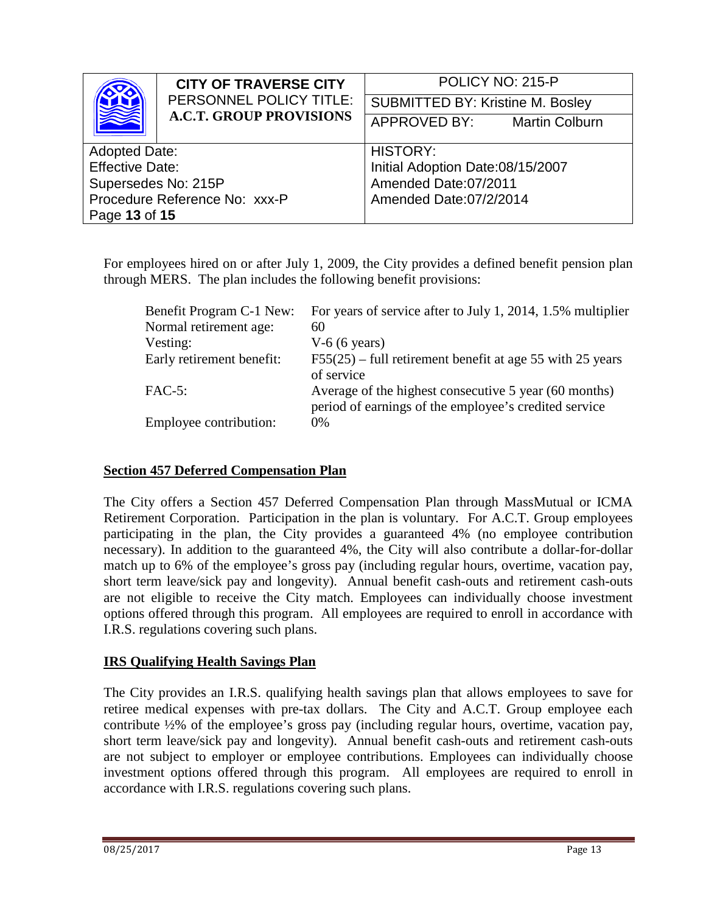For employees hired on or after July 1, 2009, the City provides a defined benefit pension plan through MERS. The plan includes the following benefit provisions:

| | |
|---|---|
| Benefit Program C-1 New: | For years of service after to July 1, 2014, 1.5% multiplier |
| Normal retirement age: | 60 |
| Vesting: | V-6 (6 years) |
| Early retirement benefit: | F55(25) – full retirement benefit at age 55 with 25 years of service |
| FAC-5: | Average of the highest consecutive 5 year (60 months) period of earnings of the employee's credited service |
| Employee contribution: | 0% |

## **Section 457 Deferred Compensation Plan**

The City offers a Section 457 Deferred Compensation Plan through MassMutual or ICMA Retirement Corporation. Participation in the plan is voluntary. For A.C.T. Group employees participating in the plan, the City provides a guaranteed 4% (no employee contribution necessary). In addition to the guaranteed 4%, the City will also contribute a dollar-for-dollar match up to 6% of the employee's gross pay (including regular hours, overtime, vacation pay, short term leave/sick pay and longevity). Annual benefit cash-outs and retirement cash-outs are not eligible to receive the City match. Employees can individually choose investment options offered through this program. All employees are required to enroll in accordance with I.R.S. regulations covering such plans.

## **IRS Qualifying Health Savings Plan**

The City provides an I.R.S. qualifying health savings plan that allows employees to save for retiree medical expenses with pre-tax dollars. The City and A.C.T. Group employee each contribute ½% of the employee's gross pay (including regular hours, overtime, vacation pay, short term leave/sick pay and longevity). Annual benefit cash-outs and retirement cash-outs are not subject to employer or employee contributions. Employees can individually choose investment options offered through this program. All employees are required to enroll in accordance with I.R.S. regulations covering such plans.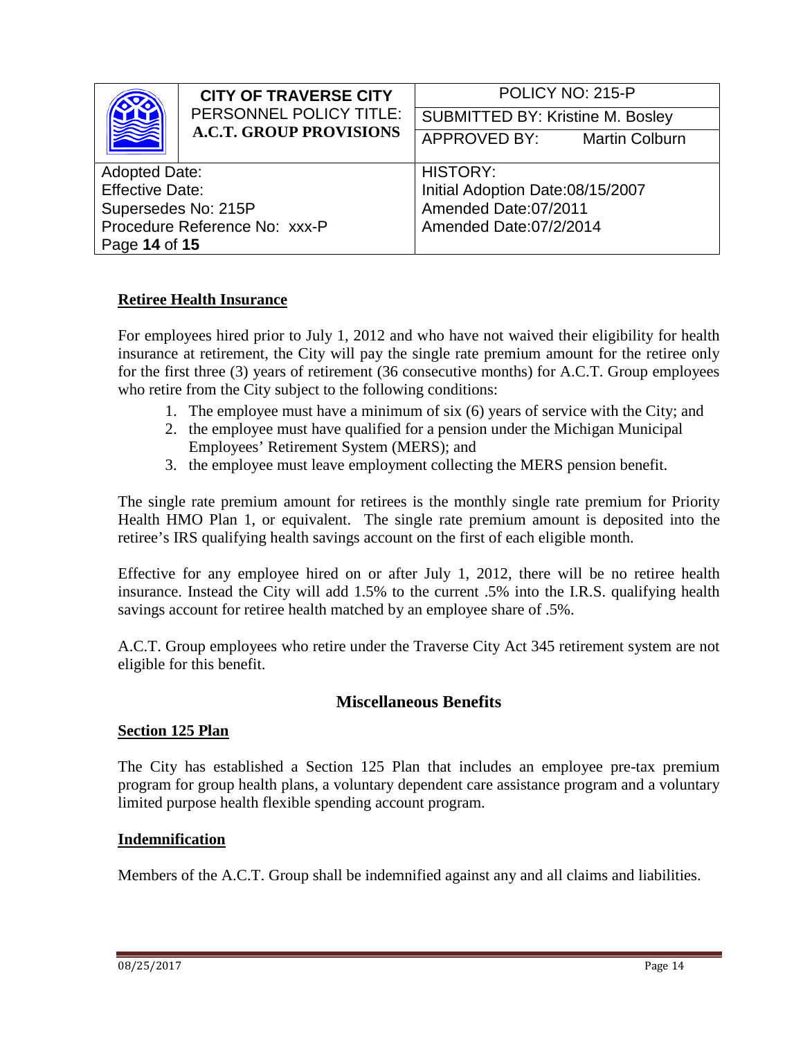## Retiree Health Insurance

For employees hired prior to July 1, 2012 and who have not waived their eligibility for health insurance at retirement, the City will pay the single rate premium amount for the retiree only for the first three (3) years of retirement (36 consecutive months) for A.C.T. Group employees who retire from the City subject to the following conditions:

1. The employee must have a minimum of six (6) years of service with the City; and
2. the employee must have qualified for a pension under the Michigan Municipal Employees' Retirement System (MERS); and
3. the employee must leave employment collecting the MERS pension benefit.

The single rate premium amount for retirees is the monthly single rate premium for Priority Health HMO Plan 1, or equivalent. The single rate premium amount is deposited into the retiree's IRS qualifying health savings account on the first of each eligible month.

Effective for any employee hired on or after July 1, 2012, there will be no retiree health insurance. Instead the City will add 1.5% to the current .5% into the I.R.S. qualifying health savings account for retiree health matched by an employee share of .5%.

A.C.T. Group employees who retire under the Traverse City Act 345 retirement system are not eligible for this benefit.

## Miscellaneous Benefits

### Section 125 Plan

The City has established a Section 125 Plan that includes an employee pre-tax premium program for group health plans, a voluntary dependent care assistance program and a voluntary limited purpose health flexible spending account program.

### Indemnification

Members of the A.C.T. Group shall be indemnified against any and all claims and liabilities.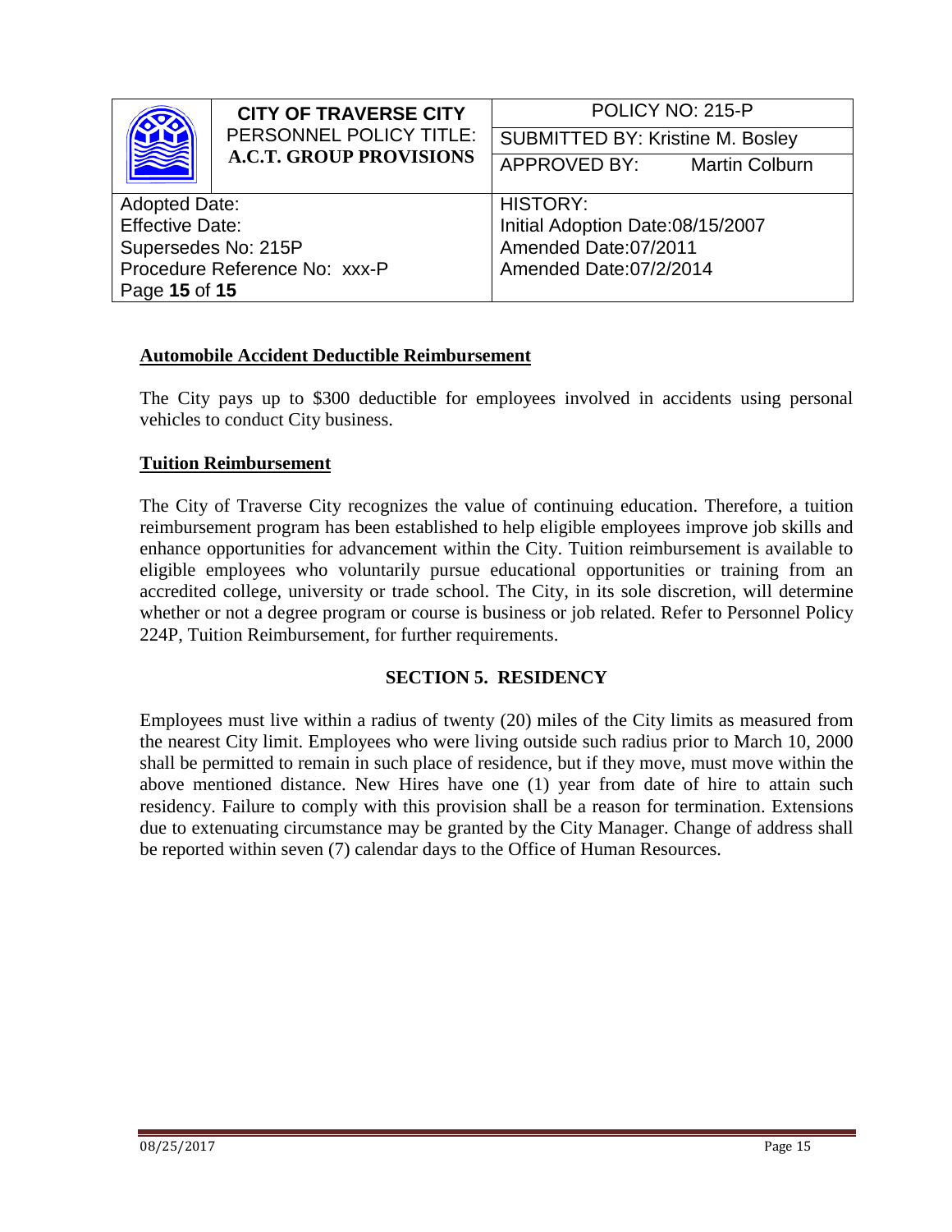| | CITY OF TRAVERSE CITY PERSONNEL POLICY TITLE: **A.C.T. GROUP PROVISIONS** | POLICY NO: 215-P |
|---|---|---|
| | | SUBMITTED BY: Kristine M. Bosley |
| | | APPROVED BY: Martin Colburn |
| Adopted Date: | | HISTORY: |
| Effective Date: | | Initial Adoption Date:08/15/2007 |
| Supersedes No: 215P | | Amended Date:07/2011 |
| Procedure Reference No: xxx-P | | Amended Date:07/2/2014 |

**Automobile Accident Deductible Reimbursement**

The City pays up to $300 deductible for employees involved in accidents using personal vehicles to conduct City business.

**Tuition Reimbursement**

The City of Traverse City recognizes the value of continuing education. Therefore, a tuition reimbursement program has been established to help eligible employees improve job skills and enhance opportunities for advancement within the City. Tuition reimbursement is available to eligible employees who voluntarily pursue educational opportunities or training from an accredited college, university or trade school. The City, in its sole discretion, will determine whether or not a degree program or course is business or job related. Refer to Personnel Policy 224P, Tuition Reimbursement, for further requirements.

## SECTION 5. RESIDENCY

Employees must live within a radius of twenty (20) miles of the City limits as measured from the nearest City limit. Employees who were living outside such radius prior to March 10, 2000 shall be permitted to remain in such place of residence, but if they move, must move within the above mentioned distance. New Hires have one (1) year from date of hire to attain such residency. Failure to comply with this provision shall be a reason for termination. Extensions due to extenuating circumstance may be granted by the City Manager. Change of address shall be reported within seven (7) calendar days to the Office of Human Resources.